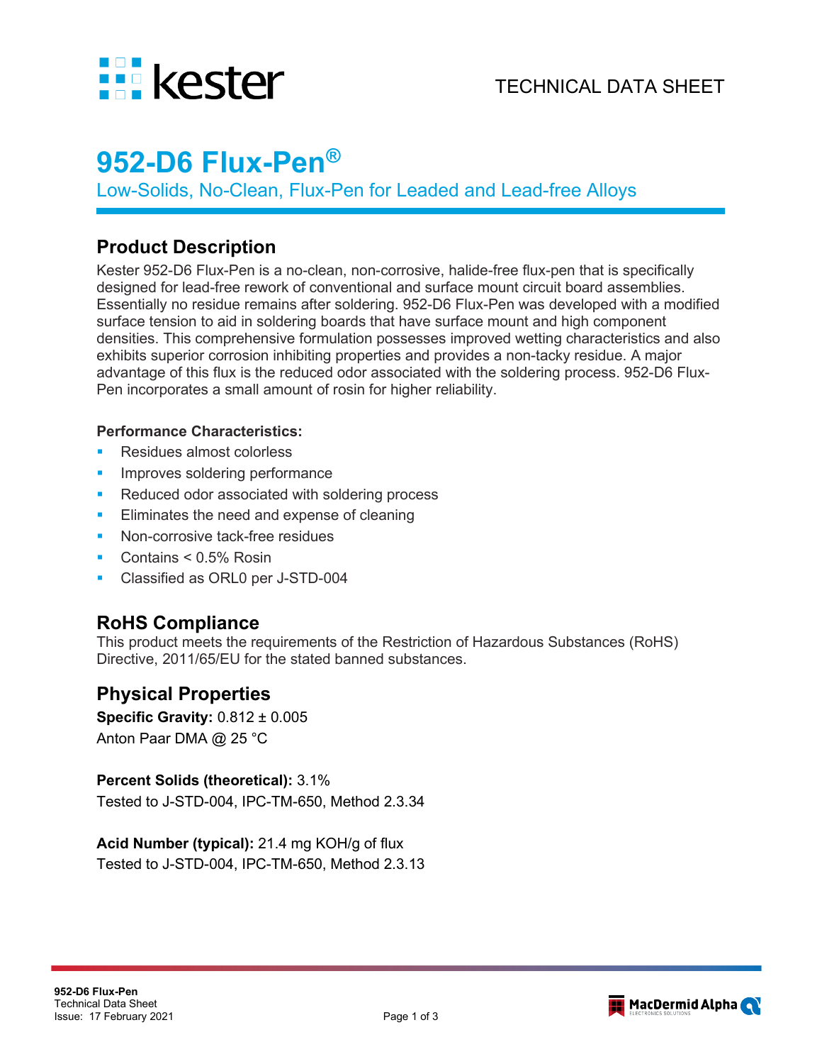TECHNICAL DATA SHEET

# 952-D6 Flux-Pen®

Low-Solids, No-Clean, Flux-Pen for Leaded and Lead-free Alloys

## Product Description

Kester 952-D6 Flux-Pen is a no-clean, non-corrosive, halide-free flux-pen that is specifically designed for lead-free rework of conventional and surface mount circuit board assemblies. Essentially no residue remains after soldering. 952-D6 Flux-Pen was developed with a modified surface tension to aid in soldering boards that have surface mount and high component densities. This comprehensive formulation possesses improved wetting characteristics and also exhibits superior corrosion inhibiting properties and provides a non-tacky residue. A major advantage of this flux is the reduced odor associated with the soldering process. 952-D6 Flux-Pen incorporates a small amount of rosin for higher reliability.

**Performance Characteristics:**

- Residues almost colorless
- Improves soldering performance
- Reduced odor associated with soldering process
- Eliminates the need and expense of cleaning
- Non-corrosive tack-free residues
- Contains < 0.5% Rosin
- Classified as ORL0 per J-STD-004

## RoHS Compliance

This product meets the requirements of the Restriction of Hazardous Substances (RoHS) Directive, 2011/65/EU for the stated banned substances.

## Physical Properties

**Specific Gravity:** 0.812 ± 0.005
Anton Paar DMA @ 25 °C

**Percent Solids (theoretical):** 3.1%
Tested to J-STD-004, IPC-TM-650, Method 2.3.34

**Acid Number (typical):** 21.4 mg KOH/g of flux
Tested to J-STD-004, IPC-TM-650, Method 2.3.13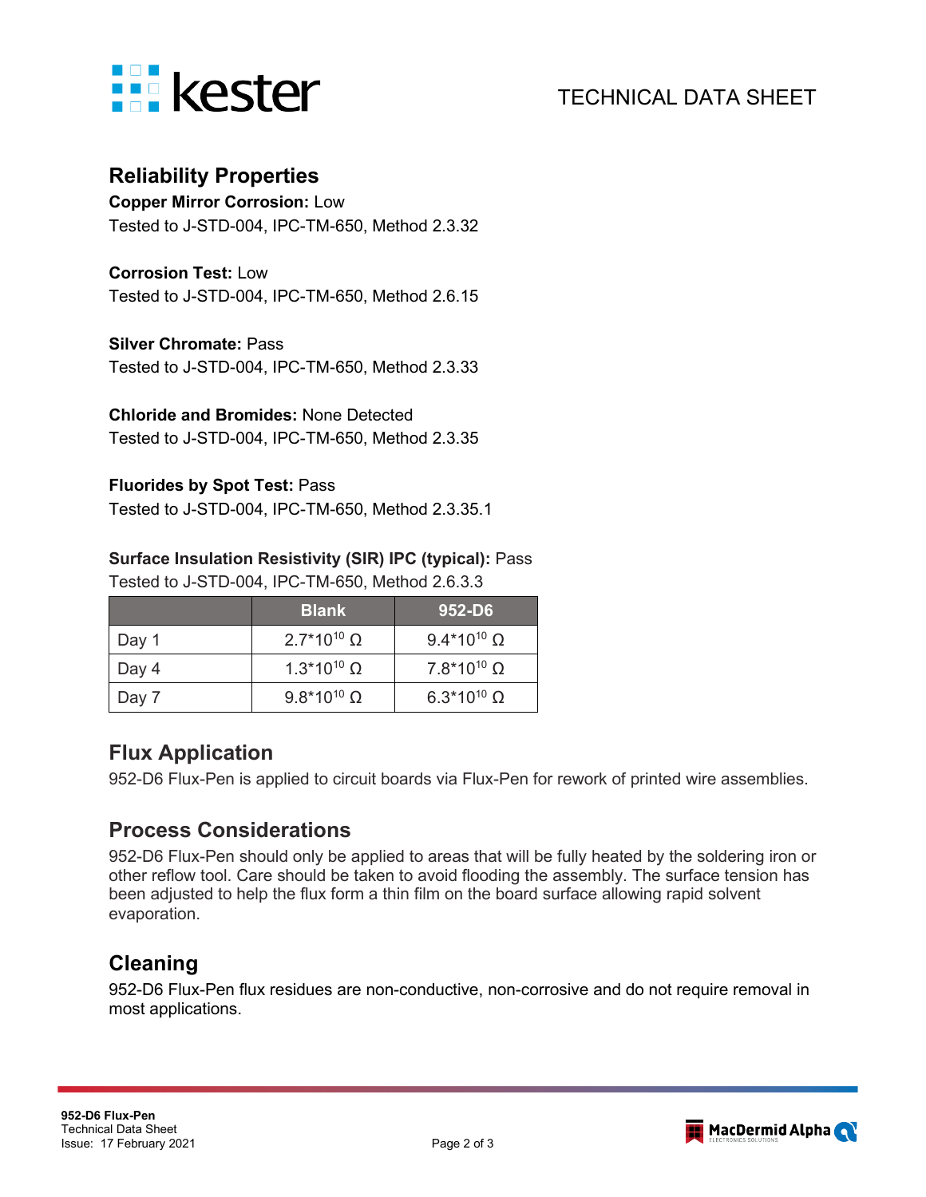## Reliability Properties

**Copper Mirror Corrosion:** Low
Tested to J-STD-004, IPC-TM-650, Method 2.3.32

**Corrosion Test:** Low
Tested to J-STD-004, IPC-TM-650, Method 2.6.15

**Silver Chromate:** Pass
Tested to J-STD-004, IPC-TM-650, Method 2.3.33

**Chloride and Bromides:** None Detected
Tested to J-STD-004, IPC-TM-650, Method 2.3.35

**Fluorides by Spot Test:** Pass
Tested to J-STD-004, IPC-TM-650, Method 2.3.35.1

**Surface Insulation Resistivity (SIR) IPC (typical):** Pass
Tested to J-STD-004, IPC-TM-650, Method 2.6.3.3

| | Blank | 952-D6 |
|---|---|---|
| Day 1 | $2.7*10^{10}$ Ω | $9.4*10^{10}$ Ω |
| Day 4 | $1.3*10^{10}$ Ω | $7.8*10^{10}$ Ω |
| Day 7 | $9.8*10^{10}$ Ω | $6.3*10^{10}$ Ω |

## Flux Application

952-D6 Flux-Pen is applied to circuit boards via Flux-Pen for rework of printed wire assemblies.

## Process Considerations

952-D6 Flux-Pen should only be applied to areas that will be fully heated by the soldering iron or other reflow tool. Care should be taken to avoid flooding the assembly. The surface tension has been adjusted to help the flux form a thin film on the board surface allowing rapid solvent evaporation.

## Cleaning

952-D6 Flux-Pen flux residues are non-conductive, non-corrosive and do not require removal in most applications.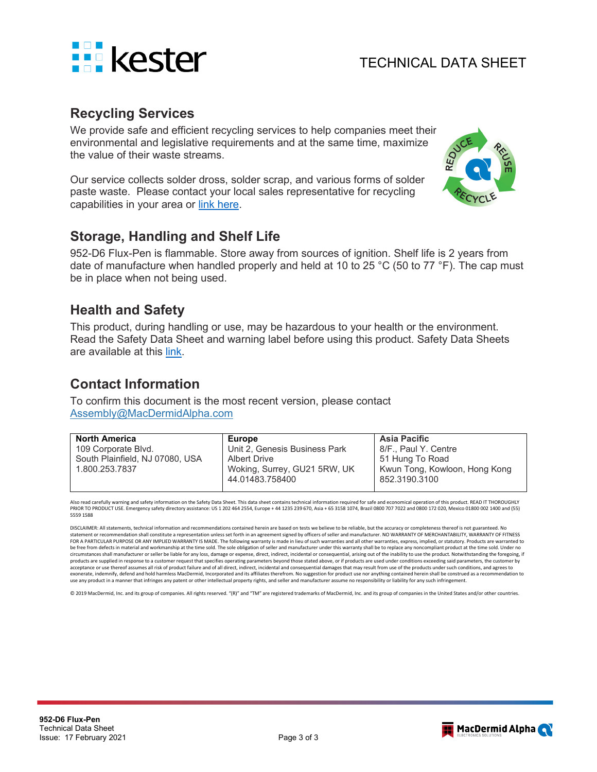## Recycling Services

We provide safe and efficient recycling services to help companies meet their environmental and legislative requirements and at the same time, maximize the value of their waste streams.

Our service collects solder dross, solder scrap, and various forms of solder paste waste. Please contact your local sales representative for recycling capabilities in your area or link here.

## Storage, Handling and Shelf Life

952-D6 Flux-Pen is flammable. Store away from sources of ignition. Shelf life is 2 years from date of manufacture when handled properly and held at 10 to 25 °C (50 to 77 °F). The cap must be in place when not being used.

## Health and Safety

This product, during handling or use, may be hazardous to your health or the environment. Read the Safety Data Sheet and warning label before using this product. Safety Data Sheets are available at this link.

## Contact Information

To confirm this document is the most recent version, please contact Assembly@MacDermidAlpha.com

| North America | Europe | Asia Pacific |
|---|---|---|
| 109 Corporate Blvd.<br>South Plainfield, NJ 07080, USA<br>1.800.253.7837 | Unit 2, Genesis Business Park<br>Albert Drive<br>Woking, Surrey, GU21 5RW, UK<br>44.01483.758400 | 8/F., Paul Y. Centre<br>51 Hung To Road<br>Kwun Tong, Kowloon, Hong Kong<br>852.3190.3100 |

Also read carefully warning and safety information on the Safety Data Sheet. This data sheet contains technical information required for safe and economical operation of this product. READ IT THOROUGHLY PRIOR TO PRODUCT USE. Emergency safety directory assistance: US 1 202 464 2554, Europe + 44 1235 239 670, Asia + 65 3158 1074, Brazil 0800 707 7022 and 0800 172 020, Mexico 01800 002 1400 and (55) 5559 1588

DISCLAIMER: All statements, technical information and recommendations contained herein are based on tests we believe to be reliable, but the accuracy or completeness thereof is not guaranteed. No statement or recommendation shall constitute a representation unless set forth in an agreement signed by officers of seller and manufacturer. NO WARRANTY OF MERCHANTABILITY, WARRANTY OF FITNESS FOR A PARTICULAR PURPOSE OR ANY IMPLIED WARRANTY IS MADE. The following warranty is made in lieu of such warranties and all other warranties, express, implied, or statutory. Products are warranted to be free from defects in material and workmanship at the time sold. The sole obligation of seller and manufacturer under this warranty shall be to replace any noncompliant product at the time sold. Under no circumstances shall manufacturer or seller be liable for any loss, damage or expense, direct, indirect, incidental or consequential, arising out of the inability to use the product. Notwithstanding the foregoing, if products are supplied in response to a customer request that specifies operating parameters beyond those stated above, or if products are used under conditions exceeding said parameters, the customer by acceptance or use thereof assumes all risk of product failure and of all direct, indirect, incidental and consequential damages that may result from use of the products under such conditions, and agrees to exonerate, indemnify, defend and hold harmless MacDermid, Incorporated and its affiliates therefrom. No suggestion for product use nor anything contained herein shall be construed as a recommendation to use any product in a manner that infringes any patent or other intellectual property rights, and seller and manufacturer assume no responsibility or liability for any such infringement.

© 2019 MacDermid, Inc. and its group of companies. All rights reserved. "(R)" and "TM" are registered trademarks of MacDermid, Inc. and its group of companies in the United States and/or other countries.